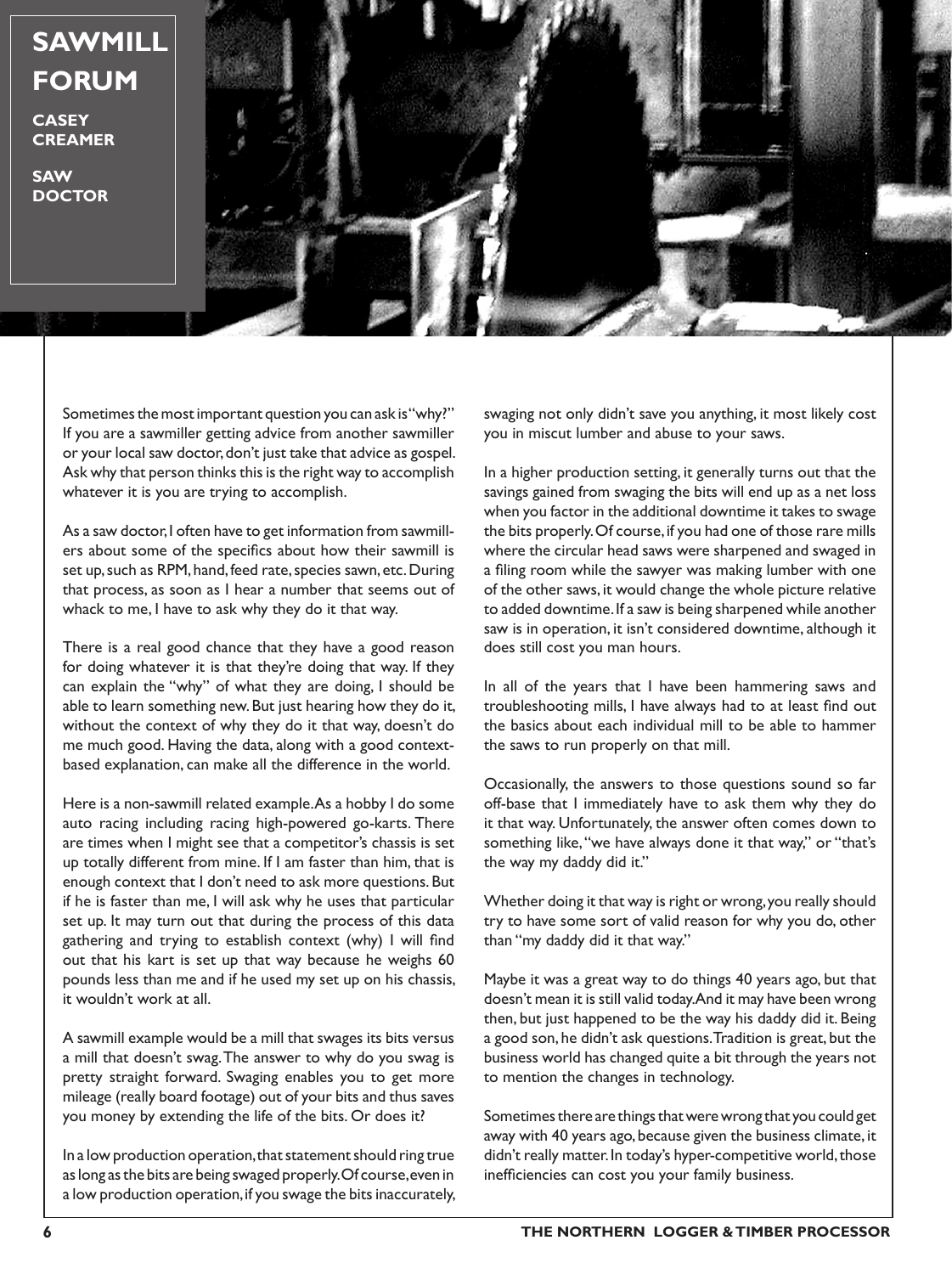# SAWMILL FORUM

**CASEY CREAMER**

**SAW DOCTOR**

Sometimes the most important question you can ask is "why?" If you are a sawmiller getting advice from another sawmiller or your local saw doctor, don't just take that advice as gospel. Ask why that person thinks this is the right way to accomplish whatever it is you are trying to accomplish.

As a saw doctor, I often have to get information from sawmillers about some of the specifics about how their sawmill is set up, such as RPM, hand, feed rate, species sawn, etc. During that process, as soon as I hear a number that seems out of whack to me, I have to ask why they do it that way.

There is a real good chance that they have a good reason for doing whatever it is that they're doing that way. If they can explain the "why" of what they are doing, I should be able to learn something new. But just hearing how they do it, without the context of why they do it that way, doesn't do me much good. Having the data, along with a good context-based explanation, can make all the difference in the world.

Here is a non-sawmill related example. As a hobby I do some auto racing including racing high-powered go-karts. There are times when I might see that a competitor's chassis is set up totally different from mine. If I am faster than him, that is enough context that I don't need to ask more questions. But if he is faster than me, I will ask why he uses that particular set up. It may turn out that during the process of this data gathering and trying to establish context (why) I will find out that his kart is set up that way because he weighs 60 pounds less than me and if he used my set up on his chassis, it wouldn't work at all.

A sawmill example would be a mill that swages its bits versus a mill that doesn't swag. The answer to why do you swag is pretty straight forward. Swaging enables you to get more mileage (really board footage) out of your bits and thus saves you money by extending the life of the bits. Or does it?

In a low production operation, that statement should ring true as long as the bits are being swaged properly. Of course, even in a low production operation, if you swage the bits inaccurately, swaging not only didn't save you anything, it most likely cost you in miscut lumber and abuse to your saws.

In a higher production setting, it generally turns out that the savings gained from swaging the bits will end up as a net loss when you factor in the additional downtime it takes to swage the bits properly. Of course, if you had one of those rare mills where the circular head saws were sharpened and swaged in a filing room while the sawyer was making lumber with one of the other saws, it would change the whole picture relative to added downtime. If a saw is being sharpened while another saw is in operation, it isn't considered downtime, although it does still cost you man hours.

In all of the years that I have been hammering saws and troubleshooting mills, I have always had to at least find out the basics about each individual mill to be able to hammer the saws to run properly on that mill.

Occasionally, the answers to those questions sound so far off-base that I immediately have to ask them why they do it that way. Unfortunately, the answer often comes down to something like, "we have always done it that way," or "that's the way my daddy did it."

Whether doing it that way is right or wrong, you really should try to have some sort of valid reason for why you do, other than "my daddy did it that way."

Maybe it was a great way to do things 40 years ago, but that doesn't mean it is still valid today. And it may have been wrong then, but just happened to be the way his daddy did it. Being a good son, he didn't ask questions. Tradition is great, but the business world has changed quite a bit through the years not to mention the changes in technology.

Sometimes there are things that were wrong that you could get away with 40 years ago, because given the business climate, it didn't really matter. In today's hyper-competitive world, those inefficiencies can cost you your family business.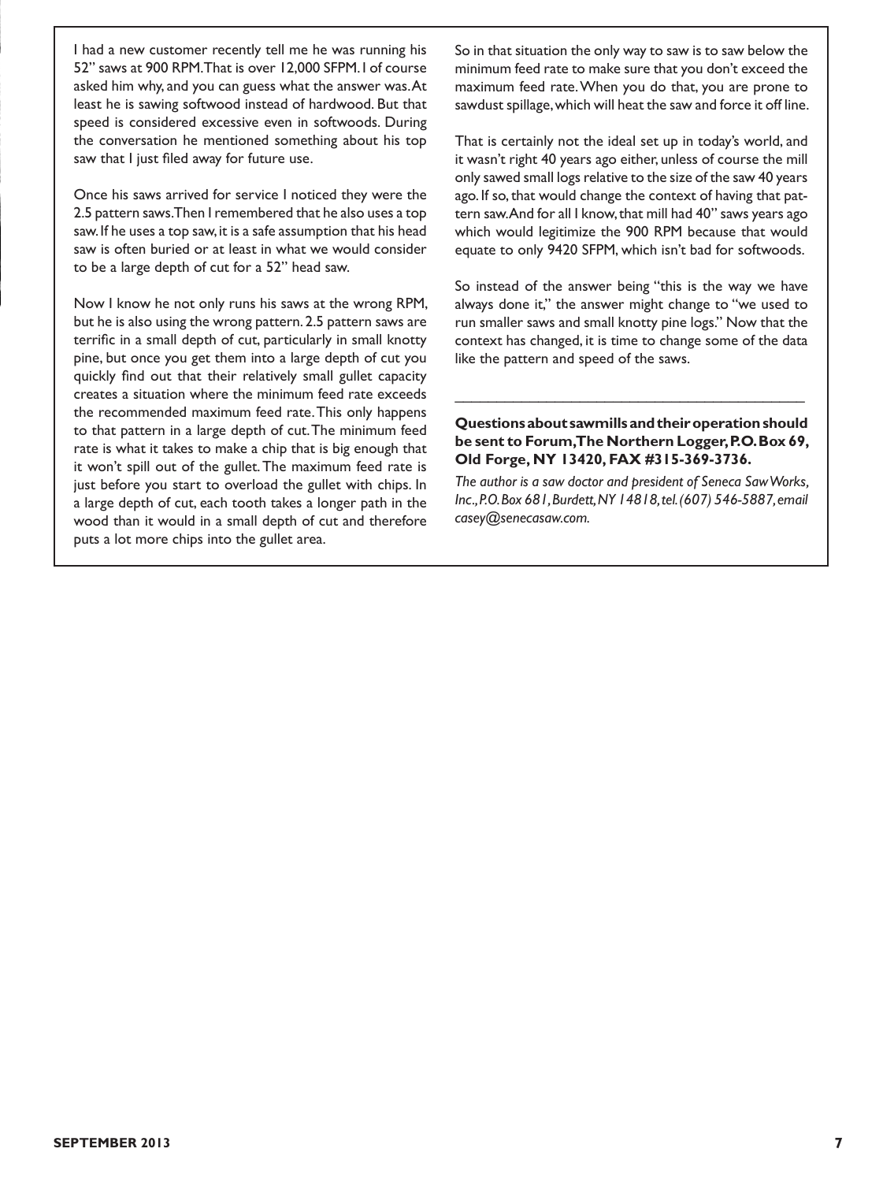I had a new customer recently tell me he was running his 52" saws at 900 RPM. That is over 12,000 SFPM. I of course asked him why, and you can guess what the answer was. At least he is sawing softwood instead of hardwood. But that speed is considered excessive even in softwoods. During the conversation he mentioned something about his top saw that I just filed away for future use.

Once his saws arrived for service I noticed they were the 2.5 pattern saws. Then I remembered that he also uses a top saw. If he uses a top saw, it is a safe assumption that his head saw is often buried or at least in what we would consider to be a large depth of cut for a 52" head saw.

Now I know he not only runs his saws at the wrong RPM, but he is also using the wrong pattern. 2.5 pattern saws are terrific in a small depth of cut, particularly in small knotty pine, but once you get them into a large depth of cut you quickly find out that their relatively small gullet capacity creates a situation where the minimum feed rate exceeds the recommended maximum feed rate. This only happens to that pattern in a large depth of cut. The minimum feed rate is what it takes to make a chip that is big enough that it won't spill out of the gullet. The maximum feed rate is just before you start to overload the gullet with chips. In a large depth of cut, each tooth takes a longer path in the wood than it would in a small depth of cut and therefore puts a lot more chips into the gullet area.

So in that situation the only way to saw is to saw below the minimum feed rate to make sure that you don't exceed the maximum feed rate. When you do that, you are prone to sawdust spillage, which will heat the saw and force it off line.

That is certainly not the ideal set up in today's world, and it wasn't right 40 years ago either, unless of course the mill only sawed small logs relative to the size of the saw 40 years ago. If so, that would change the context of having that pattern saw. And for all I know, that mill had 40" saws years ago which would legitimize the 900 RPM because that would equate to only 9420 SFPM, which isn't bad for softwoods.

So instead of the answer being "this is the way we have always done it," the answer might change to "we used to run smaller saws and small knotty pine logs." Now that the context has changed, it is time to change some of the data like the pattern and speed of the saws.

---

**Questions about sawmills and their operation should be sent to Forum, The Northern Logger, P.O. Box 69, Old Forge, NY 13420, FAX #315-369-3736.**

*The author is a saw doctor and president of Seneca Saw Works, Inc., P.O. Box 681, Burdett, NY 14818, tel. (607) 546-5887, email casey@senecasaw.com.*